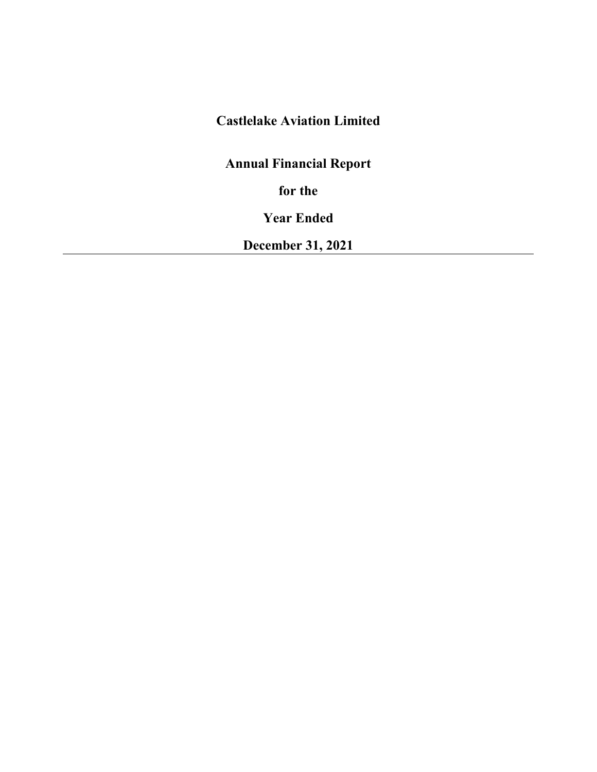# Castlelake Aviation Limited

## Annual Financial Report

## for the

## Year Ended

## December 31, 2021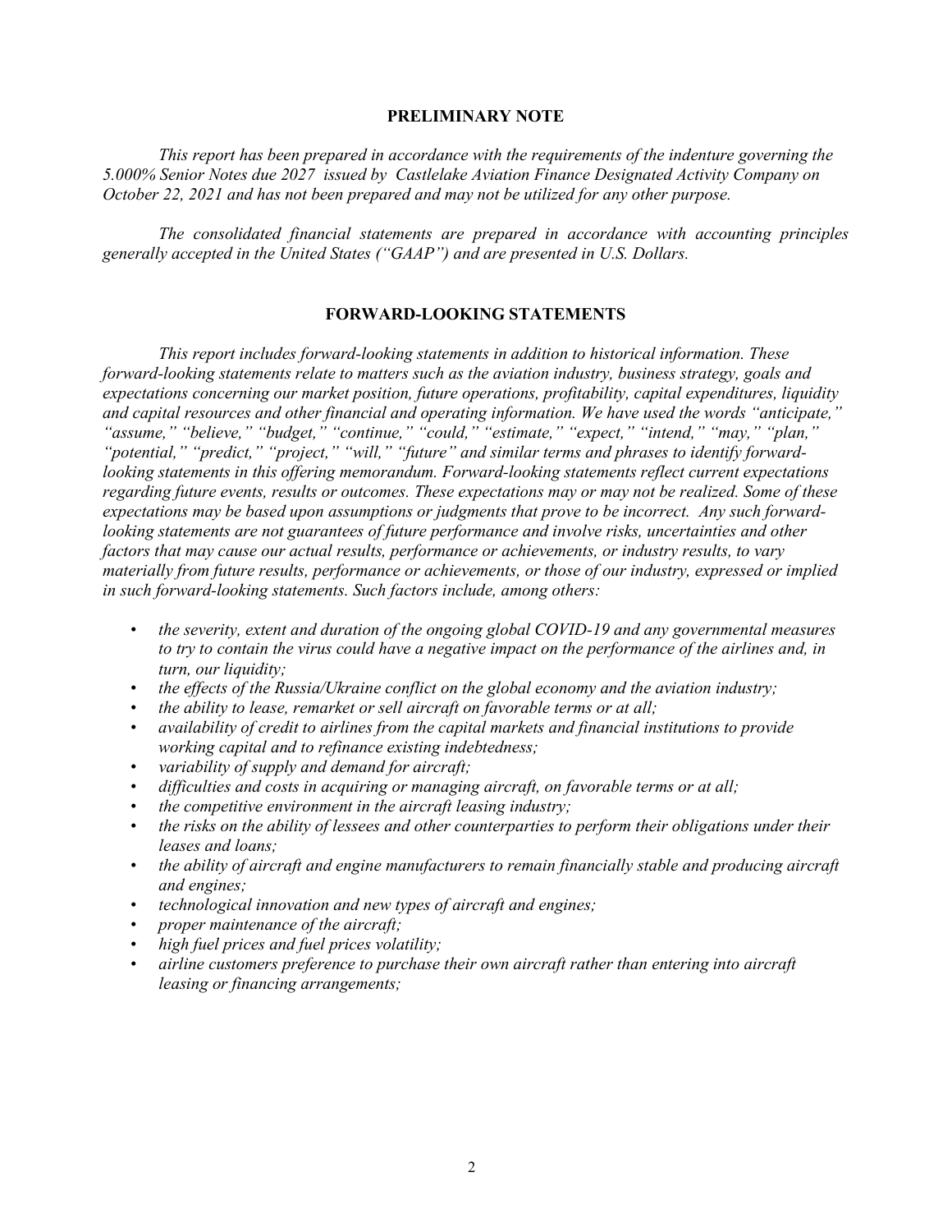## PRELIMINARY NOTE

*This report has been prepared in accordance with the requirements of the indenture governing the 5.000% Senior Notes due 2027 issued by Castlelake Aviation Finance Designated Activity Company on October 22, 2021 and has not been prepared and may not be utilized for any other purpose.*

*The consolidated financial statements are prepared in accordance with accounting principles generally accepted in the United States ("GAAP") and are presented in U.S. Dollars.*

## FORWARD-LOOKING STATEMENTS

*This report includes forward-looking statements in addition to historical information. These forward-looking statements relate to matters such as the aviation industry, business strategy, goals and expectations concerning our market position, future operations, profitability, capital expenditures, liquidity and capital resources and other financial and operating information. We have used the words "anticipate," "assume," "believe," "budget," "continue," "could," "estimate," "expect," "intend," "may," "plan," "potential," "predict," "project," "will," "future" and similar terms and phrases to identify forward-looking statements in this offering memorandum. Forward-looking statements reflect current expectations regarding future events, results or outcomes. These expectations may or may not be realized. Some of these expectations may be based upon assumptions or judgments that prove to be incorrect. Any such forward-looking statements are not guarantees of future performance and involve risks, uncertainties and other factors that may cause our actual results, performance or achievements, or industry results, to vary materially from future results, performance or achievements, or those of our industry, expressed or implied in such forward-looking statements. Such factors include, among others:*

- *the severity, extent and duration of the ongoing global COVID-19 and any governmental measures to try to contain the virus could have a negative impact on the performance of the airlines and, in turn, our liquidity;*
- *the effects of the Russia/Ukraine conflict on the global economy and the aviation industry;*
- *the ability to lease, remarket or sell aircraft on favorable terms or at all;*
- *availability of credit to airlines from the capital markets and financial institutions to provide working capital and to refinance existing indebtedness;*
- *variability of supply and demand for aircraft;*
- *difficulties and costs in acquiring or managing aircraft, on favorable terms or at all;*
- *the competitive environment in the aircraft leasing industry;*
- *the risks on the ability of lessees and other counterparties to perform their obligations under their leases and loans;*
- *the ability of aircraft and engine manufacturers to remain financially stable and producing aircraft and engines;*
- *technological innovation and new types of aircraft and engines;*
- *proper maintenance of the aircraft;*
- *high fuel prices and fuel prices volatility;*
- *airline customers preference to purchase their own aircraft rather than entering into aircraft leasing or financing arrangements;*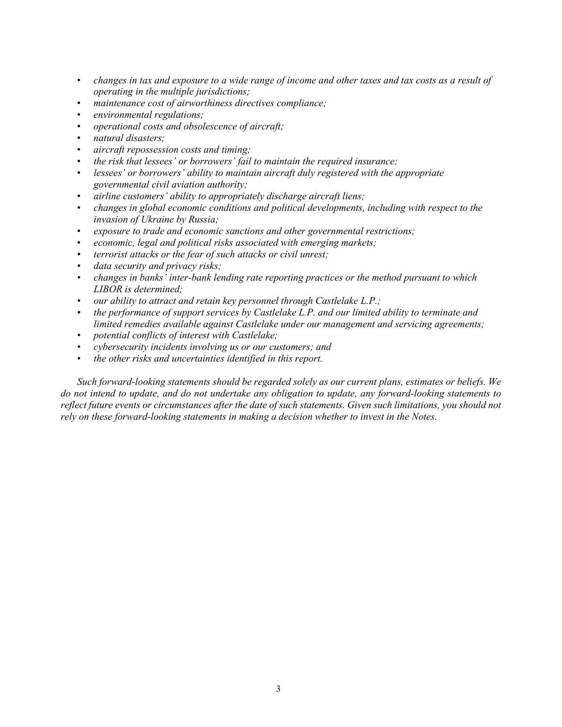- *changes in tax and exposure to a wide range of income and other taxes and tax costs as a result of operating in the multiple jurisdictions;*
- *maintenance cost of airworthiness directives compliance;*
- *environmental regulations;*
- *operational costs and obsolescence of aircraft;*
- *natural disasters;*
- *aircraft repossession costs and timing;*
- *the risk that lessees' or borrowers' fail to maintain the required insurance;*
- *lessees' or borrowers' ability to maintain aircraft duly registered with the appropriate governmental civil aviation authority;*
- *airline customers' ability to appropriately discharge aircraft liens;*
- *changes in global economic conditions and political developments, including with respect to the invasion of Ukraine by Russia;*
- *exposure to trade and economic sanctions and other governmental restrictions;*
- *economic, legal and political risks associated with emerging markets;*
- *terrorist attacks or the fear of such attacks or civil unrest;*
- *data security and privacy risks;*
- *changes in banks' inter-bank lending rate reporting practices or the method pursuant to which LIBOR is determined;*
- *our ability to attract and retain key personnel through Castlelake L.P.;*
- *the performance of support services by Castlelake L.P. and our limited ability to terminate and limited remedies available against Castlelake under our management and servicing agreements;*
- *potential conflicts of interest with Castlelake;*
- *cybersecurity incidents involving us or our customers; and*
- *the other risks and uncertainties identified in this report.*

*Such forward-looking statements should be regarded solely as our current plans, estimates or beliefs. We do not intend to update, and do not undertake any obligation to update, any forward-looking statements to reflect future events or circumstances after the date of such statements. Given such limitations, you should not rely on these forward-looking statements in making a decision whether to invest in the Notes.*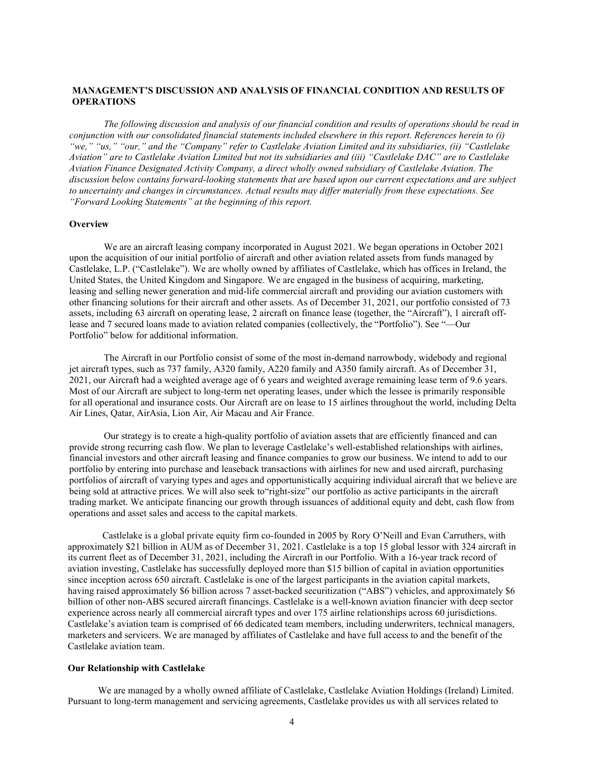## MANAGEMENT'S DISCUSSION AND ANALYSIS OF FINANCIAL CONDITION AND RESULTS OF OPERATIONS

*The following discussion and analysis of our financial condition and results of operations should be read in conjunction with our consolidated financial statements included elsewhere in this report. References herein to (i) "we," "us," "our," and the "Company" refer to Castlelake Aviation Limited and its subsidiaries, (ii) "Castlelake Aviation" are to Castlelake Aviation Limited but not its subsidiaries and (iii) "Castlelake DAC" are to Castlelake Aviation Finance Designated Activity Company, a direct wholly owned subsidiary of Castlelake Aviation. The discussion below contains forward-looking statements that are based upon our current expectations and are subject to uncertainty and changes in circumstances. Actual results may differ materially from these expectations. See "Forward Looking Statements" at the beginning of this report.*

### Overview

We are an aircraft leasing company incorporated in August 2021. We began operations in October 2021 upon the acquisition of our initial portfolio of aircraft and other aviation related assets from funds managed by Castlelake, L.P. ("Castlelake"). We are wholly owned by affiliates of Castlelake, which has offices in Ireland, the United States, the United Kingdom and Singapore. We are engaged in the business of acquiring, marketing, leasing and selling newer generation and mid-life commercial aircraft and providing our aviation customers with other financing solutions for their aircraft and other assets. As of December 31, 2021, our portfolio consisted of 73 assets, including 63 aircraft on operating lease, 2 aircraft on finance lease (together, the "Aircraft"), 1 aircraft off-lease and 7 secured loans made to aviation related companies (collectively, the "Portfolio"). See "—Our Portfolio" below for additional information.

The Aircraft in our Portfolio consist of some of the most in-demand narrowbody, widebody and regional jet aircraft types, such as 737 family, A320 family, A220 family and A350 family aircraft. As of December 31, 2021, our Aircraft had a weighted average age of 6 years and weighted average remaining lease term of 9.6 years. Most of our Aircraft are subject to long-term net operating leases, under which the lessee is primarily responsible for all operational and insurance costs. Our Aircraft are on lease to 15 airlines throughout the world, including Delta Air Lines, Qatar, AirAsia, Lion Air, Air Macau and Air France.

Our strategy is to create a high-quality portfolio of aviation assets that are efficiently financed and can provide strong recurring cash flow. We plan to leverage Castlelake's well-established relationships with airlines, financial investors and other aircraft leasing and finance companies to grow our business. We intend to add to our portfolio by entering into purchase and leaseback transactions with airlines for new and used aircraft, purchasing portfolios of aircraft of varying types and ages and opportunistically acquiring individual aircraft that we believe are being sold at attractive prices. We will also seek to"right-size" our portfolio as active participants in the aircraft trading market. We anticipate financing our growth through issuances of additional equity and debt, cash flow from operations and asset sales and access to the capital markets.

Castlelake is a global private equity firm co-founded in 2005 by Rory O'Neill and Evan Carruthers, with approximately $21 billion in AUM as of December 31, 2021. Castlelake is a top 15 global lessor with 324 aircraft in its current fleet as of December 31, 2021, including the Aircraft in our Portfolio. With a 16-year track record of aviation investing, Castlelake has successfully deployed more than $15 billion of capital in aviation opportunities since inception across 650 aircraft. Castlelake is one of the largest participants in the aviation capital markets, having raised approximately $6 billion across 7 asset-backed securitization ("ABS") vehicles, and approximately $6 billion of other non-ABS secured aircraft financings. Castlelake is a well-known aviation financier with deep sector experience across nearly all commercial aircraft types and over 175 airline relationships across 60 jurisdictions. Castlelake's aviation team is comprised of 66 dedicated team members, including underwriters, technical managers, marketers and servicers. We are managed by affiliates of Castlelake and have full access to and the benefit of the Castlelake aviation team.

### Our Relationship with Castlelake

We are managed by a wholly owned affiliate of Castlelake, Castlelake Aviation Holdings (Ireland) Limited. Pursuant to long-term management and servicing agreements, Castlelake provides us with all services related to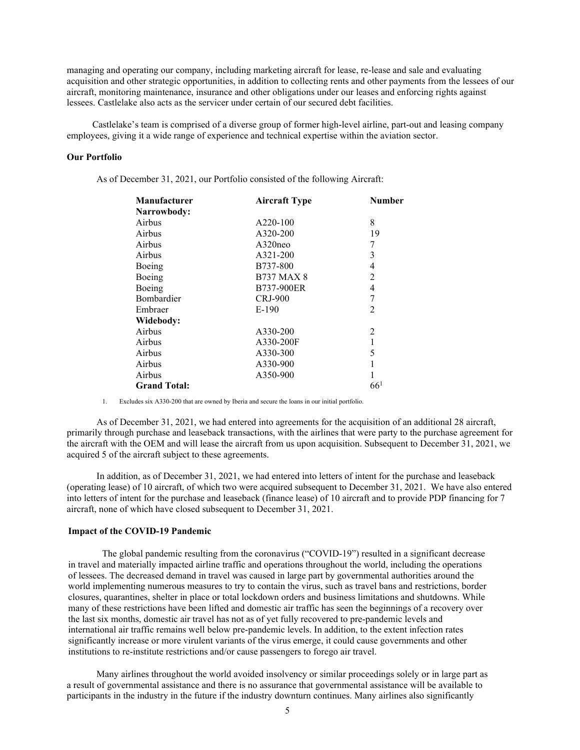managing and operating our company, including marketing aircraft for lease, re-lease and sale and evaluating acquisition and other strategic opportunities, in addition to collecting rents and other payments from the lessees of our aircraft, monitoring maintenance, insurance and other obligations under our leases and enforcing rights against lessees. Castlelake also acts as the servicer under certain of our secured debt facilities.

Castlelake's team is comprised of a diverse group of former high-level airline, part-out and leasing company employees, giving it a wide range of experience and technical expertise within the aviation sector.

**Our Portfolio**

As of December 31, 2021, our Portfolio consisted of the following Aircraft:

| Manufacturer | Aircraft Type | Number |
|---|---|---|
| **Narrowbody:** | | |
| Airbus | A220-100 | 8 |
| Airbus | A320-200 | 19 |
| Airbus | A320neo | 7 |
| Airbus | A321-200 | 3 |
| Boeing | B737-800 | 4 |
| Boeing | B737 MAX 8 | 2 |
| Boeing | B737-900ER | 4 |
| Bombardier | CRJ-900 | 7 |
| Embraer | E-190 | 2 |
| **Widebody:** | | |
| Airbus | A330-200 | 2 |
| Airbus | A330-200F | 1 |
| Airbus | A330-300 | 5 |
| Airbus | A330-900 | 1 |
| Airbus | A350-900 | 1 |
| **Grand Total:** | | 66[1] |

1. Excludes six A330-200 that are owned by Iberia and secure the loans in our initial portfolio.

As of December 31, 2021, we had entered into agreements for the acquisition of an additional 28 aircraft, primarily through purchase and leaseback transactions, with the airlines that were party to the purchase agreement for the aircraft with the OEM and will lease the aircraft from us upon acquisition. Subsequent to December 31, 2021, we acquired 5 of the aircraft subject to these agreements.

In addition, as of December 31, 2021, we had entered into letters of intent for the purchase and leaseback (operating lease) of 10 aircraft, of which two were acquired subsequent to December 31, 2021. We have also entered into letters of intent for the purchase and leaseback (finance lease) of 10 aircraft and to provide PDP financing for 7 aircraft, none of which have closed subsequent to December 31, 2021.

**Impact of the COVID-19 Pandemic**

The global pandemic resulting from the coronavirus ("COVID-19") resulted in a significant decrease in travel and materially impacted airline traffic and operations throughout the world, including the operations of lessees. The decreased demand in travel was caused in large part by governmental authorities around the world implementing numerous measures to try to contain the virus, such as travel bans and restrictions, border closures, quarantines, shelter in place or total lockdown orders and business limitations and shutdowns. While many of these restrictions have been lifted and domestic air traffic has seen the beginnings of a recovery over the last six months, domestic air travel has not as of yet fully recovered to pre-pandemic levels and international air traffic remains well below pre-pandemic levels. In addition, to the extent infection rates significantly increase or more virulent variants of the virus emerge, it could cause governments and other institutions to re-institute restrictions and/or cause passengers to forego air travel.

Many airlines throughout the world avoided insolvency or similar proceedings solely or in large part as a result of governmental assistance and there is no assurance that governmental assistance will be available to participants in the industry in the future if the industry downturn continues. Many airlines also significantly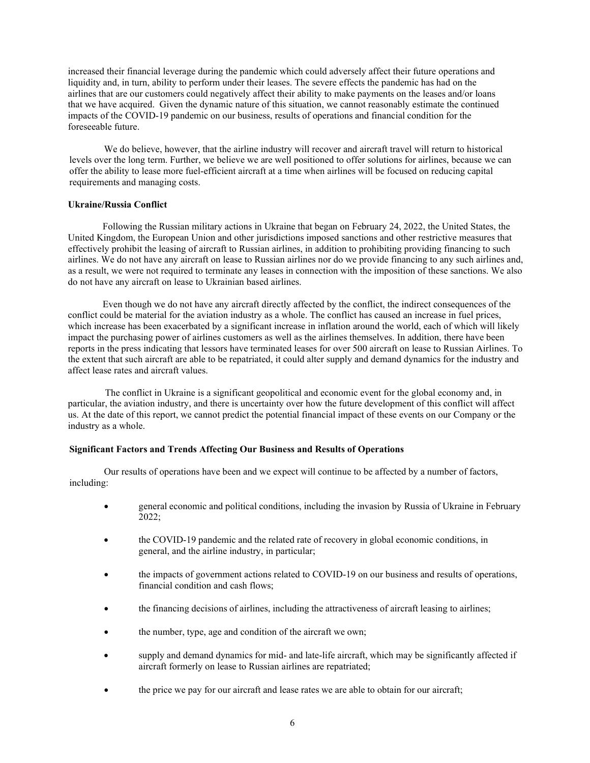increased their financial leverage during the pandemic which could adversely affect their future operations and liquidity and, in turn, ability to perform under their leases. The severe effects the pandemic has had on the airlines that are our customers could negatively affect their ability to make payments on the leases and/or loans that we have acquired. Given the dynamic nature of this situation, we cannot reasonably estimate the continued impacts of the COVID-19 pandemic on our business, results of operations and financial condition for the foreseeable future.

We do believe, however, that the airline industry will recover and aircraft travel will return to historical levels over the long term. Further, we believe we are well positioned to offer solutions for airlines, because we can offer the ability to lease more fuel-efficient aircraft at a time when airlines will be focused on reducing capital requirements and managing costs.

**Ukraine/Russia Conflict**

Following the Russian military actions in Ukraine that began on February 24, 2022, the United States, the United Kingdom, the European Union and other jurisdictions imposed sanctions and other restrictive measures that effectively prohibit the leasing of aircraft to Russian airlines, in addition to prohibiting providing financing to such airlines. We do not have any aircraft on lease to Russian airlines nor do we provide financing to any such airlines and, as a result, we were not required to terminate any leases in connection with the imposition of these sanctions. We also do not have any aircraft on lease to Ukrainian based airlines.

Even though we do not have any aircraft directly affected by the conflict, the indirect consequences of the conflict could be material for the aviation industry as a whole. The conflict has caused an increase in fuel prices, which increase has been exacerbated by a significant increase in inflation around the world, each of which will likely impact the purchasing power of airlines customers as well as the airlines themselves. In addition, there have been reports in the press indicating that lessors have terminated leases for over 500 aircraft on lease to Russian Airlines. To the extent that such aircraft are able to be repatriated, it could alter supply and demand dynamics for the industry and affect lease rates and aircraft values.

The conflict in Ukraine is a significant geopolitical and economic event for the global economy and, in particular, the aviation industry, and there is uncertainty over how the future development of this conflict will affect us. At the date of this report, we cannot predict the potential financial impact of these events on our Company or the industry as a whole.

**Significant Factors and Trends Affecting Our Business and Results of Operations**

Our results of operations have been and we expect will continue to be affected by a number of factors, including:

- general economic and political conditions, including the invasion by Russia of Ukraine in February 2022;
- the COVID-19 pandemic and the related rate of recovery in global economic conditions, in general, and the airline industry, in particular;
- the impacts of government actions related to COVID-19 on our business and results of operations, financial condition and cash flows;
- the financing decisions of airlines, including the attractiveness of aircraft leasing to airlines;
- the number, type, age and condition of the aircraft we own;
- supply and demand dynamics for mid- and late-life aircraft, which may be significantly affected if aircraft formerly on lease to Russian airlines are repatriated;
- the price we pay for our aircraft and lease rates we are able to obtain for our aircraft;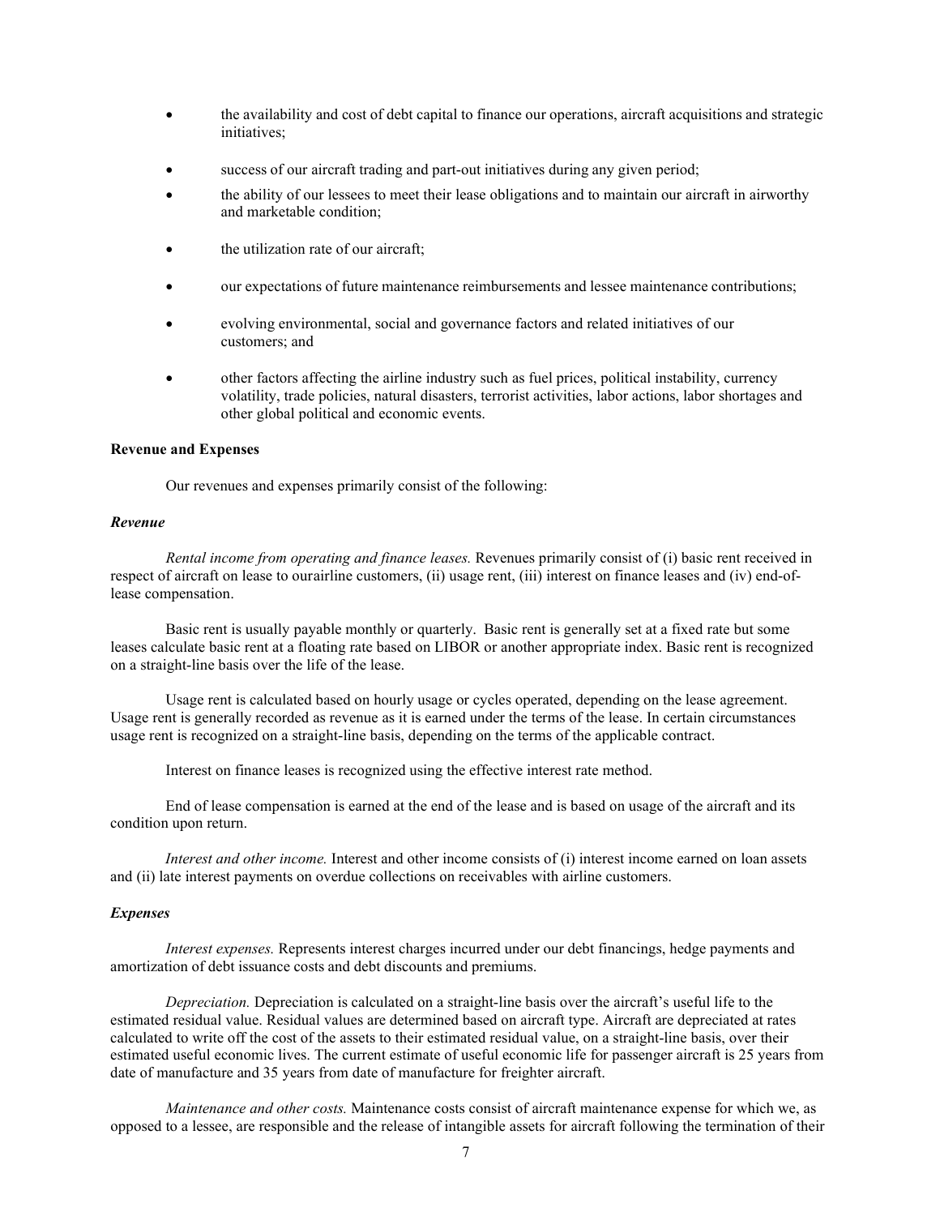- the availability and cost of debt capital to finance our operations, aircraft acquisitions and strategic initiatives;
- success of our aircraft trading and part-out initiatives during any given period;
- the ability of our lessees to meet their lease obligations and to maintain our aircraft in airworthy and marketable condition;
- the utilization rate of our aircraft;
- our expectations of future maintenance reimbursements and lessee maintenance contributions;
- evolving environmental, social and governance factors and related initiatives of our customers; and
- other factors affecting the airline industry such as fuel prices, political instability, currency volatility, trade policies, natural disasters, terrorist activities, labor actions, labor shortages and other global political and economic events.

**Revenue and Expenses**

Our revenues and expenses primarily consist of the following:

***Revenue***

*Rental income from operating and finance leases.* Revenues primarily consist of (i) basic rent received in respect of aircraft on lease to ourairline customers, (ii) usage rent, (iii) interest on finance leases and (iv) end-of-lease compensation.

Basic rent is usually payable monthly or quarterly. Basic rent is generally set at a fixed rate but some leases calculate basic rent at a floating rate based on LIBOR or another appropriate index. Basic rent is recognized on a straight-line basis over the life of the lease.

Usage rent is calculated based on hourly usage or cycles operated, depending on the lease agreement. Usage rent is generally recorded as revenue as it is earned under the terms of the lease. In certain circumstances usage rent is recognized on a straight-line basis, depending on the terms of the applicable contract.

Interest on finance leases is recognized using the effective interest rate method.

End of lease compensation is earned at the end of the lease and is based on usage of the aircraft and its condition upon return.

*Interest and other income.* Interest and other income consists of (i) interest income earned on loan assets and (ii) late interest payments on overdue collections on receivables with airline customers.

***Expenses***

*Interest expenses.* Represents interest charges incurred under our debt financings, hedge payments and amortization of debt issuance costs and debt discounts and premiums.

*Depreciation.* Depreciation is calculated on a straight-line basis over the aircraft's useful life to the estimated residual value. Residual values are determined based on aircraft type. Aircraft are depreciated at rates calculated to write off the cost of the assets to their estimated residual value, on a straight-line basis, over their estimated useful economic lives. The current estimate of useful economic life for passenger aircraft is 25 years from date of manufacture and 35 years from date of manufacture for freighter aircraft.

*Maintenance and other costs.* Maintenance costs consist of aircraft maintenance expense for which we, as opposed to a lessee, are responsible and the release of intangible assets for aircraft following the termination of their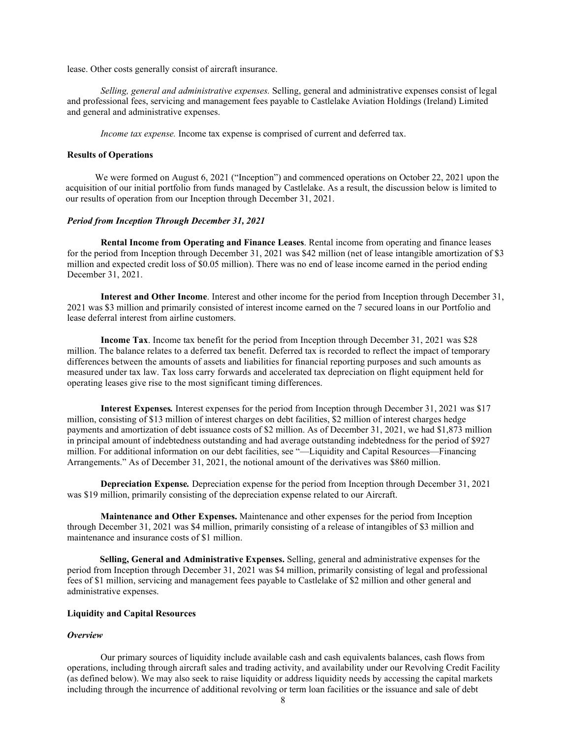lease. Other costs generally consist of aircraft insurance.

*Selling, general and administrative expenses.* Selling, general and administrative expenses consist of legal and professional fees, servicing and management fees payable to Castlelake Aviation Holdings (Ireland) Limited and general and administrative expenses.

*Income tax expense.* Income tax expense is comprised of current and deferred tax.

### Results of Operations

We were formed on August 6, 2021 ("Inception") and commenced operations on October 22, 2021 upon the acquisition of our initial portfolio from funds managed by Castlelake. As a result, the discussion below is limited to our results of operation from our Inception through December 31, 2021.

#### *Period from Inception Through December 31, 2021*

**Rental Income from Operating and Finance Leases**. Rental income from operating and finance leases for the period from Inception through December 31, 2021 was $42 million (net of lease intangible amortization of $3 million and expected credit loss of $0.05 million). There was no end of lease income earned in the period ending December 31, 2021.

**Interest and Other Income**. Interest and other income for the period from Inception through December 31, 2021 was $3 million and primarily consisted of interest income earned on the 7 secured loans in our Portfolio and lease deferral interest from airline customers.

**Income Tax**. Income tax benefit for the period from Inception through December 31, 2021 was $28 million. The balance relates to a deferred tax benefit. Deferred tax is recorded to reflect the impact of temporary differences between the amounts of assets and liabilities for financial reporting purposes and such amounts as measured under tax law. Tax loss carry forwards and accelerated tax depreciation on flight equipment held for operating leases give rise to the most significant timing differences.

**Interest Expenses.** Interest expenses for the period from Inception through December 31, 2021 was $17 million, consisting of $13 million of interest charges on debt facilities, $2 million of interest charges hedge payments and amortization of debt issuance costs of $2 million. As of December 31, 2021, we had $1,873 million in principal amount of indebtedness outstanding and had average outstanding indebtedness for the period of $927 million. For additional information on our debt facilities, see "—Liquidity and Capital Resources—Financing Arrangements." As of December 31, 2021, the notional amount of the derivatives was $860 million.

**Depreciation Expense.** Depreciation expense for the period from Inception through December 31, 2021 was $19 million, primarily consisting of the depreciation expense related to our Aircraft.

**Maintenance and Other Expenses.** Maintenance and other expenses for the period from Inception through December 31, 2021 was $4 million, primarily consisting of a release of intangibles of $3 million and maintenance and insurance costs of $1 million.

**Selling, General and Administrative Expenses.** Selling, general and administrative expenses for the period from Inception through December 31, 2021 was $4 million, primarily consisting of legal and professional fees of $1 million, servicing and management fees payable to Castlelake of $2 million and other general and administrative expenses.

### Liquidity and Capital Resources

#### *Overview*

Our primary sources of liquidity include available cash and cash equivalents balances, cash flows from operations, including through aircraft sales and trading activity, and availability under our Revolving Credit Facility (as defined below). We may also seek to raise liquidity or address liquidity needs by accessing the capital markets including through the incurrence of additional revolving or term loan facilities or the issuance and sale of debt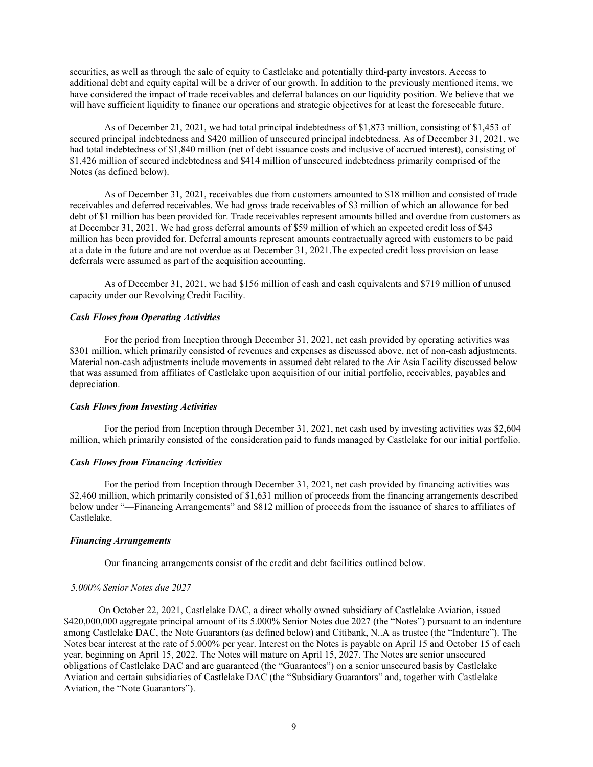securities, as well as through the sale of equity to Castlelake and potentially third-party investors. Access to additional debt and equity capital will be a driver of our growth. In addition to the previously mentioned items, we have considered the impact of trade receivables and deferral balances on our liquidity position. We believe that we will have sufficient liquidity to finance our operations and strategic objectives for at least the foreseeable future.

As of December 21, 2021, we had total principal indebtedness of $1,873 million, consisting of $1,453 of secured principal indebtedness and $420 million of unsecured principal indebtedness. As of December 31, 2021, we had total indebtedness of $1,840 million (net of debt issuance costs and inclusive of accrued interest), consisting of $1,426 million of secured indebtedness and $414 million of unsecured indebtedness primarily comprised of the Notes (as defined below).

As of December 31, 2021, receivables due from customers amounted to $18 million and consisted of trade receivables and deferred receivables. We had gross trade receivables of $3 million of which an allowance for bed debt of $1 million has been provided for. Trade receivables represent amounts billed and overdue from customers as at December 31, 2021. We had gross deferral amounts of $59 million of which an expected credit loss of $43 million has been provided for. Deferral amounts represent amounts contractually agreed with customers to be paid at a date in the future and are not overdue as at December 31, 2021.The expected credit loss provision on lease deferrals were assumed as part of the acquisition accounting.

As of December 31, 2021, we had $156 million of cash and cash equivalents and $719 million of unused capacity under our Revolving Credit Facility.

### *Cash Flows from Operating Activities*

For the period from Inception through December 31, 2021, net cash provided by operating activities was $301 million, which primarily consisted of revenues and expenses as discussed above, net of non-cash adjustments. Material non-cash adjustments include movements in assumed debt related to the Air Asia Facility discussed below that was assumed from affiliates of Castlelake upon acquisition of our initial portfolio, receivables, payables and depreciation.

### *Cash Flows from Investing Activities*

For the period from Inception through December 31, 2021, net cash used by investing activities was $2,604 million, which primarily consisted of the consideration paid to funds managed by Castlelake for our initial portfolio.

### *Cash Flows from Financing Activities*

For the period from Inception through December 31, 2021, net cash provided by financing activities was $2,460 million, which primarily consisted of $1,631 million of proceeds from the financing arrangements described below under "—Financing Arrangements" and $812 million of proceeds from the issuance of shares to affiliates of Castlelake.

### *Financing Arrangements*

Our financing arrangements consist of the credit and debt facilities outlined below.

#### *5.000% Senior Notes due 2027*

On October 22, 2021, Castlelake DAC, a direct wholly owned subsidiary of Castlelake Aviation, issued $420,000,000 aggregate principal amount of its 5.000% Senior Notes due 2027 (the "Notes") pursuant to an indenture among Castlelake DAC, the Note Guarantors (as defined below) and Citibank, N..A as trustee (the "Indenture"). The Notes bear interest at the rate of 5.000% per year. Interest on the Notes is payable on April 15 and October 15 of each year, beginning on April 15, 2022. The Notes will mature on April 15, 2027. The Notes are senior unsecured obligations of Castlelake DAC and are guaranteed (the "Guarantees") on a senior unsecured basis by Castlelake Aviation and certain subsidiaries of Castlelake DAC (the "Subsidiary Guarantors" and, together with Castlelake Aviation, the "Note Guarantors").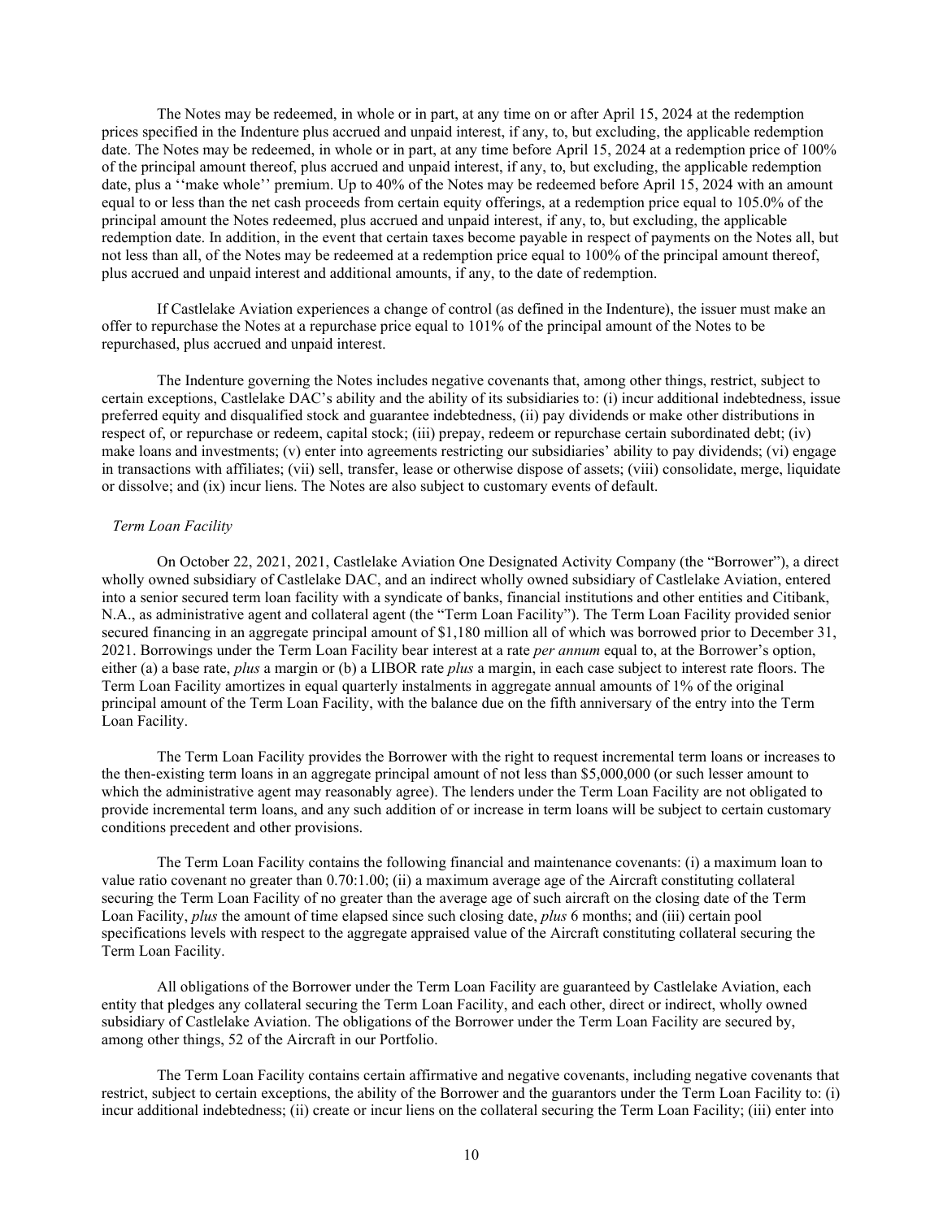The Notes may be redeemed, in whole or in part, at any time on or after April 15, 2024 at the redemption prices specified in the Indenture plus accrued and unpaid interest, if any, to, but excluding, the applicable redemption date. The Notes may be redeemed, in whole or in part, at any time before April 15, 2024 at a redemption price of 100% of the principal amount thereof, plus accrued and unpaid interest, if any, to, but excluding, the applicable redemption date, plus a ''make whole'' premium. Up to 40% of the Notes may be redeemed before April 15, 2024 with an amount equal to or less than the net cash proceeds from certain equity offerings, at a redemption price equal to 105.0% of the principal amount the Notes redeemed, plus accrued and unpaid interest, if any, to, but excluding, the applicable redemption date. In addition, in the event that certain taxes become payable in respect of payments on the Notes all, but not less than all, of the Notes may be redeemed at a redemption price equal to 100% of the principal amount thereof, plus accrued and unpaid interest and additional amounts, if any, to the date of redemption.

If Castlelake Aviation experiences a change of control (as defined in the Indenture), the issuer must make an offer to repurchase the Notes at a repurchase price equal to 101% of the principal amount of the Notes to be repurchased, plus accrued and unpaid interest.

The Indenture governing the Notes includes negative covenants that, among other things, restrict, subject to certain exceptions, Castlelake DAC's ability and the ability of its subsidiaries to: (i) incur additional indebtedness, issue preferred equity and disqualified stock and guarantee indebtedness, (ii) pay dividends or make other distributions in respect of, or repurchase or redeem, capital stock; (iii) prepay, redeem or repurchase certain subordinated debt; (iv) make loans and investments; (v) enter into agreements restricting our subsidiaries' ability to pay dividends; (vi) engage in transactions with affiliates; (vii) sell, transfer, lease or otherwise dispose of assets; (viii) consolidate, merge, liquidate or dissolve; and (ix) incur liens. The Notes are also subject to customary events of default.

*Term Loan Facility*

On October 22, 2021, 2021, Castlelake Aviation One Designated Activity Company (the "Borrower"), a direct wholly owned subsidiary of Castlelake DAC, and an indirect wholly owned subsidiary of Castlelake Aviation, entered into a senior secured term loan facility with a syndicate of banks, financial institutions and other entities and Citibank, N.A., as administrative agent and collateral agent (the "Term Loan Facility"). The Term Loan Facility provided senior secured financing in an aggregate principal amount of $1,180 million all of which was borrowed prior to December 31, 2021. Borrowings under the Term Loan Facility bear interest at a rate *per annum* equal to, at the Borrower's option, either (a) a base rate, *plus* a margin or (b) a LIBOR rate *plus* a margin, in each case subject to interest rate floors. The Term Loan Facility amortizes in equal quarterly instalments in aggregate annual amounts of 1% of the original principal amount of the Term Loan Facility, with the balance due on the fifth anniversary of the entry into the Term Loan Facility.

The Term Loan Facility provides the Borrower with the right to request incremental term loans or increases to the then-existing term loans in an aggregate principal amount of not less than $5,000,000 (or such lesser amount to which the administrative agent may reasonably agree). The lenders under the Term Loan Facility are not obligated to provide incremental term loans, and any such addition of or increase in term loans will be subject to certain customary conditions precedent and other provisions.

The Term Loan Facility contains the following financial and maintenance covenants: (i) a maximum loan to value ratio covenant no greater than 0.70:1.00; (ii) a maximum average age of the Aircraft constituting collateral securing the Term Loan Facility of no greater than the average age of such aircraft on the closing date of the Term Loan Facility, *plus* the amount of time elapsed since such closing date, *plus* 6 months; and (iii) certain pool specifications levels with respect to the aggregate appraised value of the Aircraft constituting collateral securing the Term Loan Facility.

All obligations of the Borrower under the Term Loan Facility are guaranteed by Castlelake Aviation, each entity that pledges any collateral securing the Term Loan Facility, and each other, direct or indirect, wholly owned subsidiary of Castlelake Aviation. The obligations of the Borrower under the Term Loan Facility are secured by, among other things, 52 of the Aircraft in our Portfolio.

The Term Loan Facility contains certain affirmative and negative covenants, including negative covenants that restrict, subject to certain exceptions, the ability of the Borrower and the guarantors under the Term Loan Facility to: (i) incur additional indebtedness; (ii) create or incur liens on the collateral securing the Term Loan Facility; (iii) enter into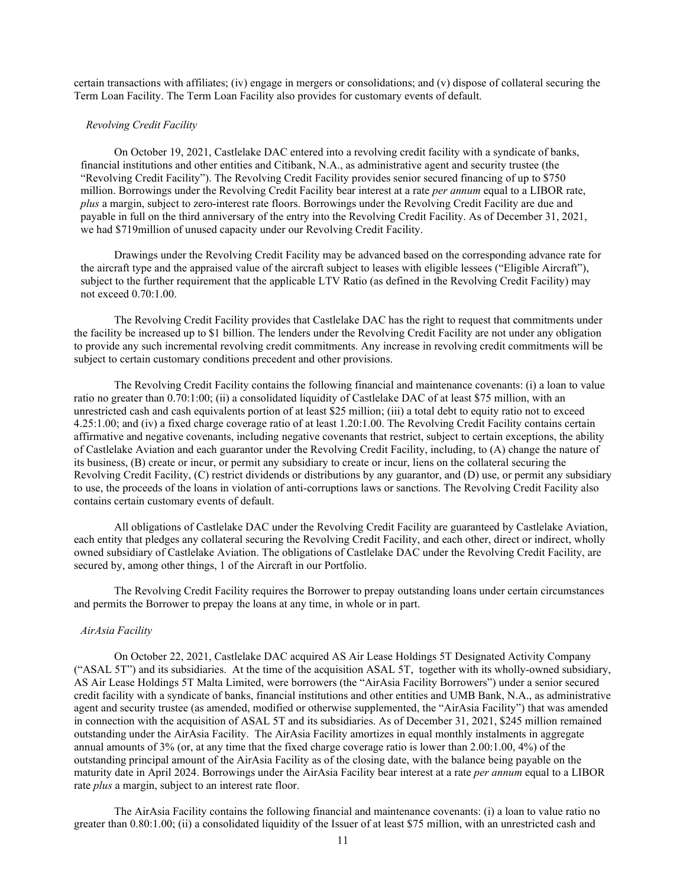certain transactions with affiliates; (iv) engage in mergers or consolidations; and (v) dispose of collateral securing the Term Loan Facility. The Term Loan Facility also provides for customary events of default.

*Revolving Credit Facility*

On October 19, 2021, Castlelake DAC entered into a revolving credit facility with a syndicate of banks, financial institutions and other entities and Citibank, N.A., as administrative agent and security trustee (the "Revolving Credit Facility"). The Revolving Credit Facility provides senior secured financing of up to $750 million. Borrowings under the Revolving Credit Facility bear interest at a rate *per annum* equal to a LIBOR rate, *plus* a margin, subject to zero-interest rate floors. Borrowings under the Revolving Credit Facility are due and payable in full on the third anniversary of the entry into the Revolving Credit Facility. As of December 31, 2021, we had $719million of unused capacity under our Revolving Credit Facility.

Drawings under the Revolving Credit Facility may be advanced based on the corresponding advance rate for the aircraft type and the appraised value of the aircraft subject to leases with eligible lessees ("Eligible Aircraft"), subject to the further requirement that the applicable LTV Ratio (as defined in the Revolving Credit Facility) may not exceed 0.70:1.00.

The Revolving Credit Facility provides that Castlelake DAC has the right to request that commitments under the facility be increased up to $1 billion. The lenders under the Revolving Credit Facility are not under any obligation to provide any such incremental revolving credit commitments. Any increase in revolving credit commitments will be subject to certain customary conditions precedent and other provisions.

The Revolving Credit Facility contains the following financial and maintenance covenants: (i) a loan to value ratio no greater than 0.70:1:00; (ii) a consolidated liquidity of Castlelake DAC of at least $75 million, with an unrestricted cash and cash equivalents portion of at least $25 million; (iii) a total debt to equity ratio not to exceed 4.25:1.00; and (iv) a fixed charge coverage ratio of at least 1.20:1.00. The Revolving Credit Facility contains certain affirmative and negative covenants, including negative covenants that restrict, subject to certain exceptions, the ability of Castlelake Aviation and each guarantor under the Revolving Credit Facility, including, to (A) change the nature of its business, (B) create or incur, or permit any subsidiary to create or incur, liens on the collateral securing the Revolving Credit Facility, (C) restrict dividends or distributions by any guarantor, and (D) use, or permit any subsidiary to use, the proceeds of the loans in violation of anti-corruptions laws or sanctions. The Revolving Credit Facility also contains certain customary events of default.

All obligations of Castlelake DAC under the Revolving Credit Facility are guaranteed by Castlelake Aviation, each entity that pledges any collateral securing the Revolving Credit Facility, and each other, direct or indirect, wholly owned subsidiary of Castlelake Aviation. The obligations of Castlelake DAC under the Revolving Credit Facility, are secured by, among other things, 1 of the Aircraft in our Portfolio.

The Revolving Credit Facility requires the Borrower to prepay outstanding loans under certain circumstances and permits the Borrower to prepay the loans at any time, in whole or in part.

*AirAsia Facility*

On October 22, 2021, Castlelake DAC acquired AS Air Lease Holdings 5T Designated Activity Company ("ASAL 5T") and its subsidiaries. At the time of the acquisition ASAL 5T, together with its wholly-owned subsidiary, AS Air Lease Holdings 5T Malta Limited, were borrowers (the "AirAsia Facility Borrowers") under a senior secured credit facility with a syndicate of banks, financial institutions and other entities and UMB Bank, N.A., as administrative agent and security trustee (as amended, modified or otherwise supplemented, the "AirAsia Facility") that was amended in connection with the acquisition of ASAL 5T and its subsidiaries. As of December 31, 2021, $245 million remained outstanding under the AirAsia Facility. The AirAsia Facility amortizes in equal monthly instalments in aggregate annual amounts of 3% (or, at any time that the fixed charge coverage ratio is lower than 2.00:1.00, 4%) of the outstanding principal amount of the AirAsia Facility as of the closing date, with the balance being payable on the maturity date in April 2024. Borrowings under the AirAsia Facility bear interest at a rate *per annum* equal to a LIBOR rate *plus* a margin, subject to an interest rate floor.

The AirAsia Facility contains the following financial and maintenance covenants: (i) a loan to value ratio no greater than 0.80:1.00; (ii) a consolidated liquidity of the Issuer of at least $75 million, with an unrestricted cash and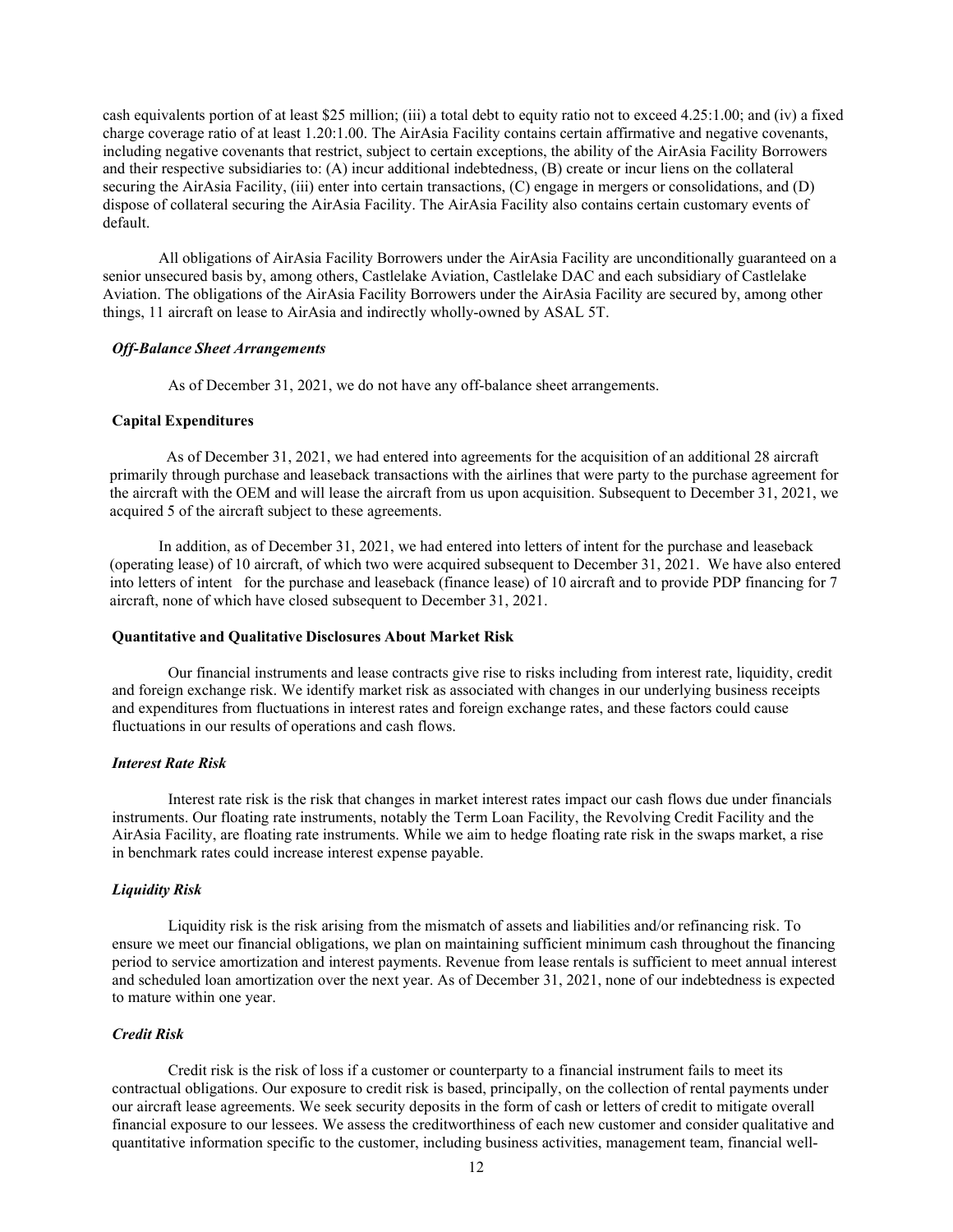cash equivalents portion of at least $25 million; (iii) a total debt to equity ratio not to exceed 4.25:1.00; and (iv) a fixed charge coverage ratio of at least 1.20:1.00. The AirAsia Facility contains certain affirmative and negative covenants, including negative covenants that restrict, subject to certain exceptions, the ability of the AirAsia Facility Borrowers and their respective subsidiaries to: (A) incur additional indebtedness, (B) create or incur liens on the collateral securing the AirAsia Facility, (iii) enter into certain transactions, (C) engage in mergers or consolidations, and (D) dispose of collateral securing the AirAsia Facility. The AirAsia Facility also contains certain customary events of default.

All obligations of AirAsia Facility Borrowers under the AirAsia Facility are unconditionally guaranteed on a senior unsecured basis by, among others, Castlelake Aviation, Castlelake DAC and each subsidiary of Castlelake Aviation. The obligations of the AirAsia Facility Borrowers under the AirAsia Facility are secured by, among other things, 11 aircraft on lease to AirAsia and indirectly wholly-owned by ASAL 5T.

#### *Off-Balance Sheet Arrangements*

As of December 31, 2021, we do not have any off-balance sheet arrangements.

### Capital Expenditures

As of December 31, 2021, we had entered into agreements for the acquisition of an additional 28 aircraft primarily through purchase and leaseback transactions with the airlines that were party to the purchase agreement for the aircraft with the OEM and will lease the aircraft from us upon acquisition. Subsequent to December 31, 2021, we acquired 5 of the aircraft subject to these agreements.

In addition, as of December 31, 2021, we had entered into letters of intent for the purchase and leaseback (operating lease) of 10 aircraft, of which two were acquired subsequent to December 31, 2021. We have also entered into letters of intent for the purchase and leaseback (finance lease) of 10 aircraft and to provide PDP financing for 7 aircraft, none of which have closed subsequent to December 31, 2021.

### Quantitative and Qualitative Disclosures About Market Risk

Our financial instruments and lease contracts give rise to risks including from interest rate, liquidity, credit and foreign exchange risk. We identify market risk as associated with changes in our underlying business receipts and expenditures from fluctuations in interest rates and foreign exchange rates, and these factors could cause fluctuations in our results of operations and cash flows.

#### *Interest Rate Risk*

Interest rate risk is the risk that changes in market interest rates impact our cash flows due under financials instruments. Our floating rate instruments, notably the Term Loan Facility, the Revolving Credit Facility and the AirAsia Facility, are floating rate instruments. While we aim to hedge floating rate risk in the swaps market, a rise in benchmark rates could increase interest expense payable.

#### *Liquidity Risk*

Liquidity risk is the risk arising from the mismatch of assets and liabilities and/or refinancing risk. To ensure we meet our financial obligations, we plan on maintaining sufficient minimum cash throughout the financing period to service amortization and interest payments. Revenue from lease rentals is sufficient to meet annual interest and scheduled loan amortization over the next year. As of December 31, 2021, none of our indebtedness is expected to mature within one year.

#### *Credit Risk*

Credit risk is the risk of loss if a customer or counterparty to a financial instrument fails to meet its contractual obligations. Our exposure to credit risk is based, principally, on the collection of rental payments under our aircraft lease agreements. We seek security deposits in the form of cash or letters of credit to mitigate overall financial exposure to our lessees. We assess the creditworthiness of each new customer and consider qualitative and quantitative information specific to the customer, including business activities, management team, financial well-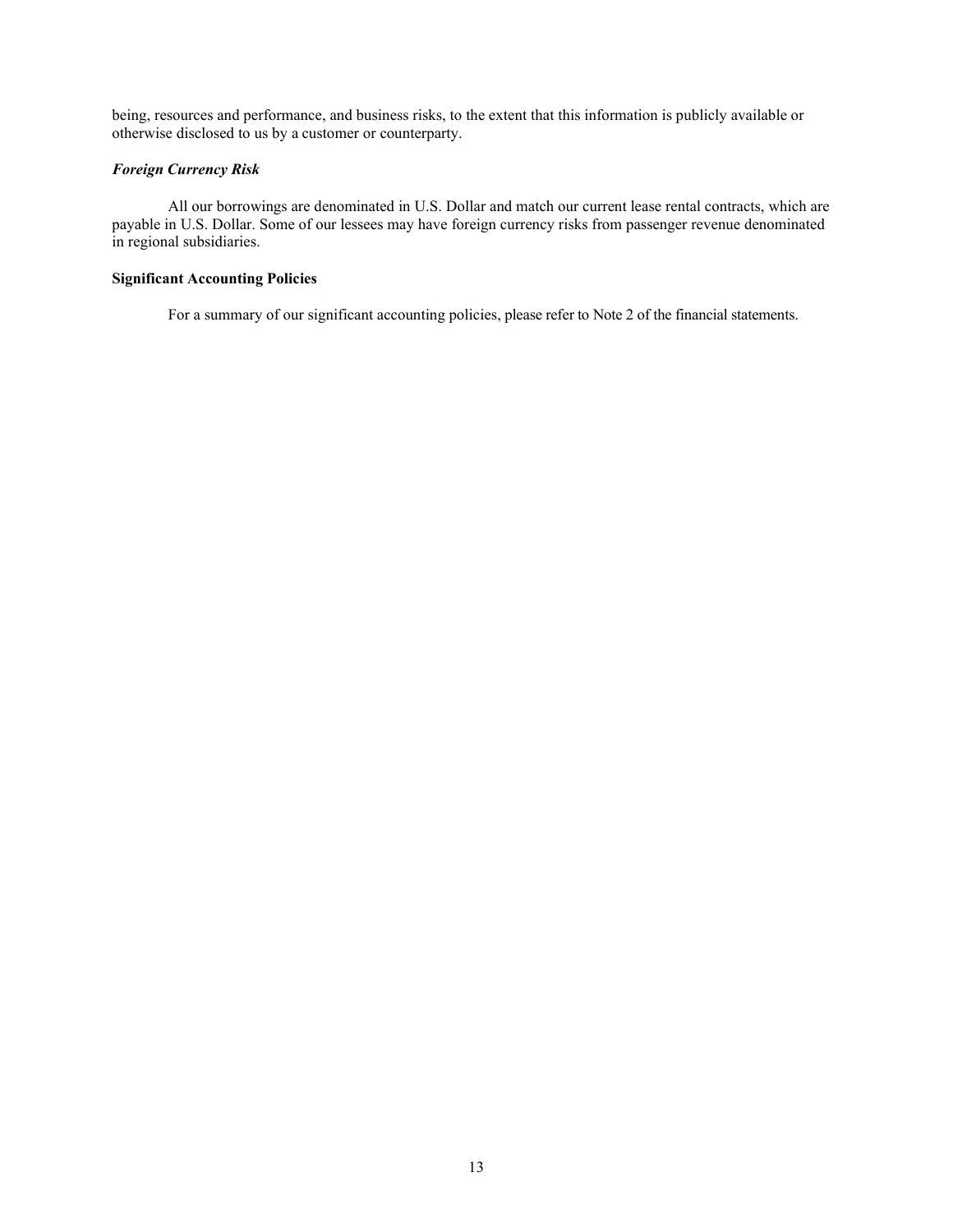being, resources and performance, and business risks, to the extent that this information is publicly available or otherwise disclosed to us by a customer or counterparty.

***Foreign Currency Risk***

All our borrowings are denominated in U.S. Dollar and match our current lease rental contracts, which are payable in U.S. Dollar. Some of our lessees may have foreign currency risks from passenger revenue denominated in regional subsidiaries.

**Significant Accounting Policies**

For a summary of our significant accounting policies, please refer to Note 2 of the financial statements.